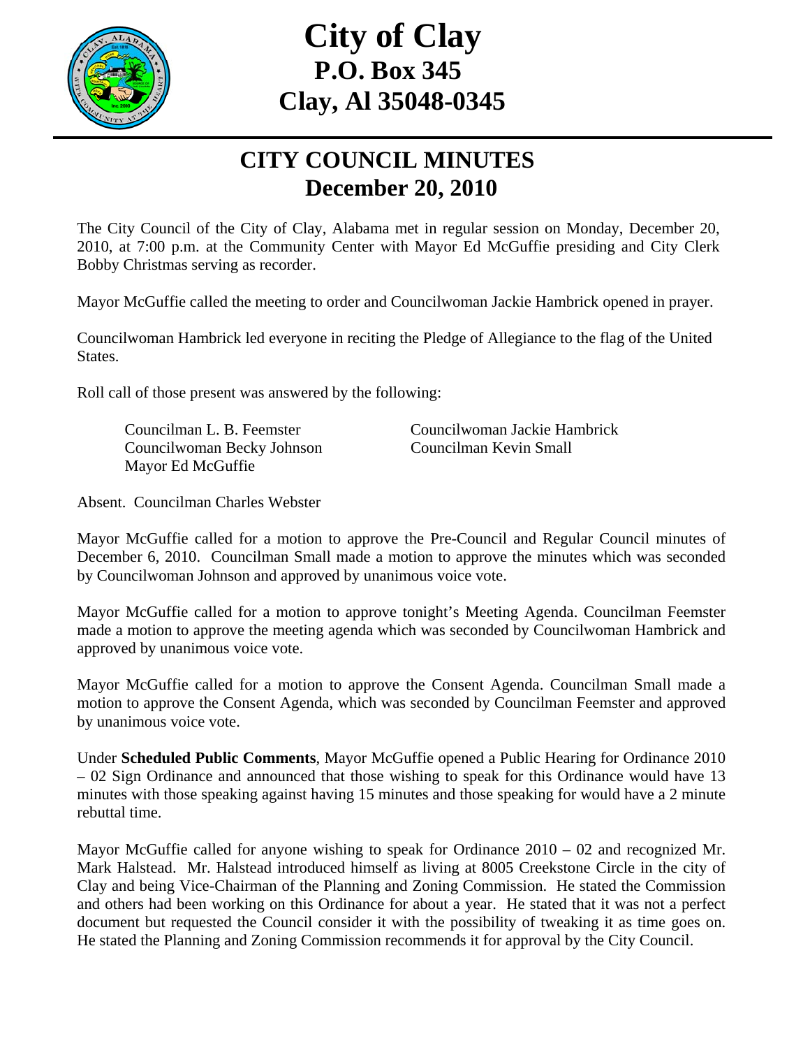# City of Clay
## P.O. Box 345
## Clay, Al 35048-0345

## CITY COUNCIL MINUTES
## December 20, 2010

The City Council of the City of Clay, Alabama met in regular session on Monday, December 20, 2010, at 7:00 p.m. at the Community Center with Mayor Ed McGuffie presiding and City Clerk Bobby Christmas serving as recorder.

Mayor McGuffie called the meeting to order and Councilwoman Jackie Hambrick opened in prayer.

Councilwoman Hambrick led everyone in reciting the Pledge of Allegiance to the flag of the United States.

Roll call of those present was answered by the following:

Councilman L. B. Feemster
Councilwoman Jackie Hambrick
Councilwoman Becky Johnson
Councilman Kevin Small
Mayor Ed McGuffie

Absent. Councilman Charles Webster

Mayor McGuffie called for a motion to approve the Pre-Council and Regular Council minutes of December 6, 2010. Councilman Small made a motion to approve the minutes which was seconded by Councilwoman Johnson and approved by unanimous voice vote.

Mayor McGuffie called for a motion to approve tonight's Meeting Agenda. Councilman Feemster made a motion to approve the meeting agenda which was seconded by Councilwoman Hambrick and approved by unanimous voice vote.

Mayor McGuffie called for a motion to approve the Consent Agenda. Councilman Small made a motion to approve the Consent Agenda, which was seconded by Councilman Feemster and approved by unanimous voice vote.

Under **Scheduled Public Comments**, Mayor McGuffie opened a Public Hearing for Ordinance 2010 – 02 Sign Ordinance and announced that those wishing to speak for this Ordinance would have 13 minutes with those speaking against having 15 minutes and those speaking for would have a 2 minute rebuttal time.

Mayor McGuffie called for anyone wishing to speak for Ordinance 2010 – 02 and recognized Mr. Mark Halstead. Mr. Halstead introduced himself as living at 8005 Creekstone Circle in the city of Clay and being Vice-Chairman of the Planning and Zoning Commission. He stated the Commission and others had been working on this Ordinance for about a year. He stated that it was not a perfect document but requested the Council consider it with the possibility of tweaking it as time goes on. He stated the Planning and Zoning Commission recommends it for approval by the City Council.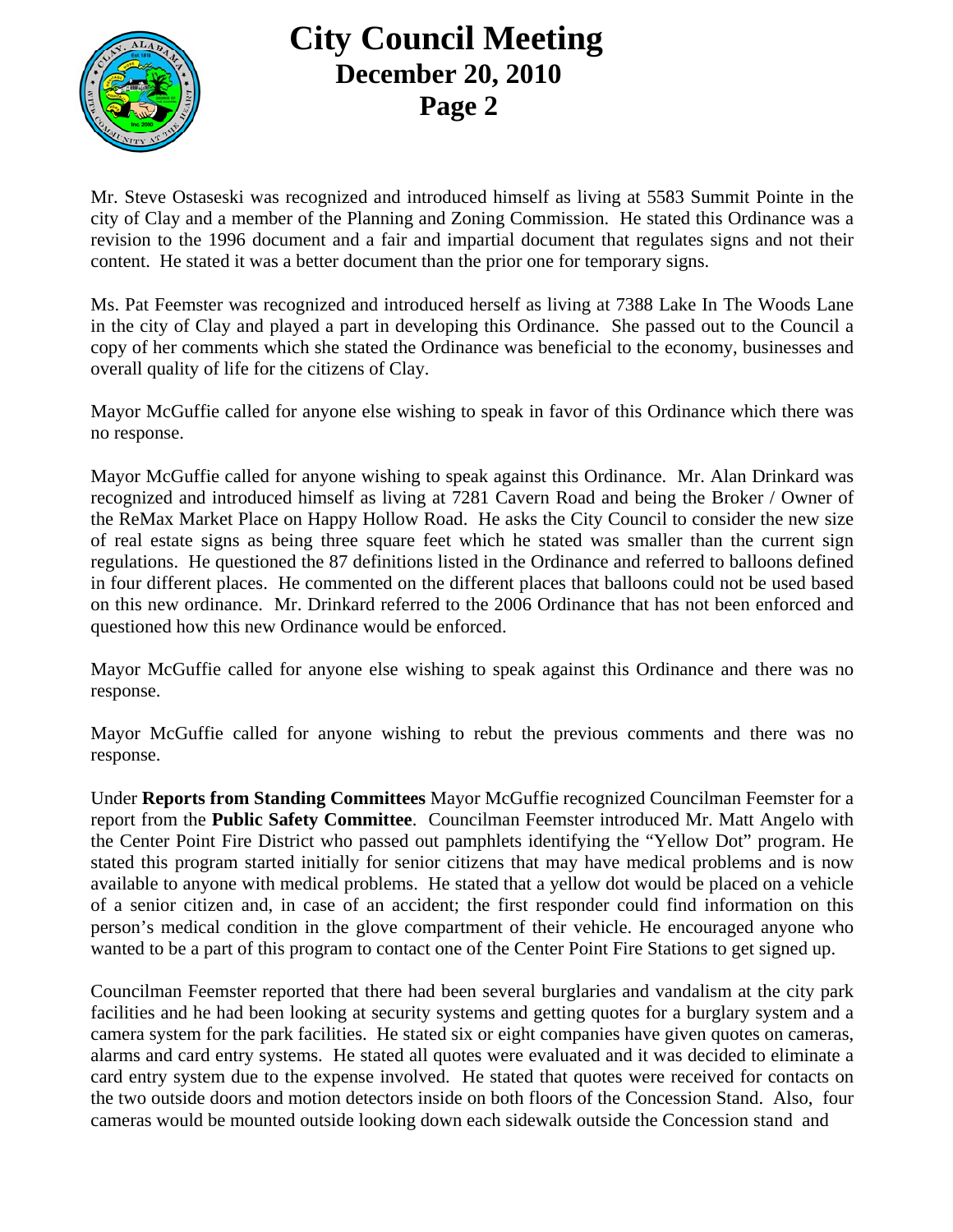Mr. Steve Ostaseski was recognized and introduced himself as living at 5583 Summit Pointe in the city of Clay and a member of the Planning and Zoning Commission. He stated this Ordinance was a revision to the 1996 document and a fair and impartial document that regulates signs and not their content. He stated it was a better document than the prior one for temporary signs.

Ms. Pat Feemster was recognized and introduced herself as living at 7388 Lake In The Woods Lane in the city of Clay and played a part in developing this Ordinance. She passed out to the Council a copy of her comments which she stated the Ordinance was beneficial to the economy, businesses and overall quality of life for the citizens of Clay.

Mayor McGuffie called for anyone else wishing to speak in favor of this Ordinance which there was no response.

Mayor McGuffie called for anyone wishing to speak against this Ordinance. Mr. Alan Drinkard was recognized and introduced himself as living at 7281 Cavern Road and being the Broker / Owner of the ReMax Market Place on Happy Hollow Road. He asks the City Council to consider the new size of real estate signs as being three square feet which he stated was smaller than the current sign regulations. He questioned the 87 definitions listed in the Ordinance and referred to balloons defined in four different places. He commented on the different places that balloons could not be used based on this new ordinance. Mr. Drinkard referred to the 2006 Ordinance that has not been enforced and questioned how this new Ordinance would be enforced.

Mayor McGuffie called for anyone else wishing to speak against this Ordinance and there was no response.

Mayor McGuffie called for anyone wishing to rebut the previous comments and there was no response.

Under **Reports from Standing Committees** Mayor McGuffie recognized Councilman Feemster for a report from the **Public Safety Committee**. Councilman Feemster introduced Mr. Matt Angelo with the Center Point Fire District who passed out pamphlets identifying the "Yellow Dot" program. He stated this program started initially for senior citizens that may have medical problems and is now available to anyone with medical problems. He stated that a yellow dot would be placed on a vehicle of a senior citizen and, in case of an accident; the first responder could find information on this person's medical condition in the glove compartment of their vehicle. He encouraged anyone who wanted to be a part of this program to contact one of the Center Point Fire Stations to get signed up.

Councilman Feemster reported that there had been several burglaries and vandalism at the city park facilities and he had been looking at security systems and getting quotes for a burglary system and a camera system for the park facilities. He stated six or eight companies have given quotes on cameras, alarms and card entry systems. He stated all quotes were evaluated and it was decided to eliminate a card entry system due to the expense involved. He stated that quotes were received for contacts on the two outside doors and motion detectors inside on both floors of the Concession Stand. Also, four cameras would be mounted outside looking down each sidewalk outside the Concession stand and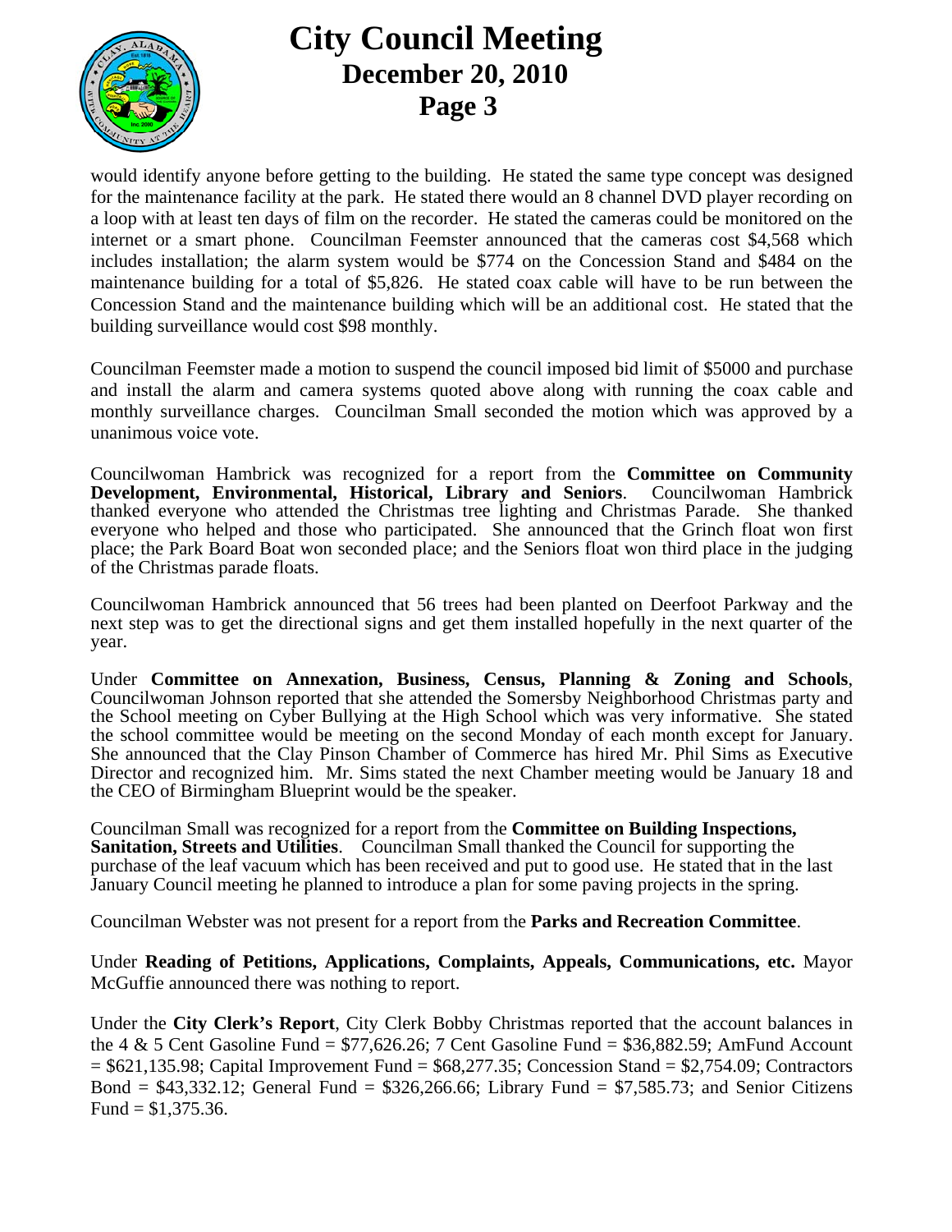would identify anyone before getting to the building. He stated the same type concept was designed for the maintenance facility at the park. He stated there would an 8 channel DVD player recording on a loop with at least ten days of film on the recorder. He stated the cameras could be monitored on the internet or a smart phone. Councilman Feemster announced that the cameras cost $4,568 which includes installation; the alarm system would be $774 on the Concession Stand and $484 on the maintenance building for a total of $5,826. He stated coax cable will have to be run between the Concession Stand and the maintenance building which will be an additional cost. He stated that the building surveillance would cost $98 monthly.

Councilman Feemster made a motion to suspend the council imposed bid limit of $5000 and purchase and install the alarm and camera systems quoted above along with running the coax cable and monthly surveillance charges. Councilman Small seconded the motion which was approved by a unanimous voice vote.

Councilwoman Hambrick was recognized for a report from the **Committee on Community Development, Environmental, Historical, Library and Seniors**. Councilwoman Hambrick thanked everyone who attended the Christmas tree lighting and Christmas Parade. She thanked everyone who helped and those who participated. She announced that the Grinch float won first place; the Park Board Boat won seconded place; and the Seniors float won third place in the judging of the Christmas parade floats.

Councilwoman Hambrick announced that 56 trees had been planted on Deerfoot Parkway and the next step was to get the directional signs and get them installed hopefully in the next quarter of the year.

Under **Committee on Annexation, Business, Census, Planning & Zoning and Schools**, Councilwoman Johnson reported that she attended the Somersby Neighborhood Christmas party and the School meeting on Cyber Bullying at the High School which was very informative. She stated the school committee would be meeting on the second Monday of each month except for January. She announced that the Clay Pinson Chamber of Commerce has hired Mr. Phil Sims as Executive Director and recognized him. Mr. Sims stated the next Chamber meeting would be January 18 and the CEO of Birmingham Blueprint would be the speaker.

Councilman Small was recognized for a report from the **Committee on Building Inspections, Sanitation, Streets and Utilities**. Councilman Small thanked the Council for supporting the purchase of the leaf vacuum which has been received and put to good use. He stated that in the last January Council meeting he planned to introduce a plan for some paving projects in the spring.

Councilman Webster was not present for a report from the **Parks and Recreation Committee**.

Under **Reading of Petitions, Applications, Complaints, Appeals, Communications, etc.** Mayor McGuffie announced there was nothing to report.

Under the **City Clerk's Report**, City Clerk Bobby Christmas reported that the account balances in the 4 & 5 Cent Gasoline Fund = $77,626.26; 7 Cent Gasoline Fund = $36,882.59; AmFund Account = $621,135.98; Capital Improvement Fund = $68,277.35; Concession Stand = $2,754.09; Contractors Bond = $43,332.12; General Fund = $326,266.66; Library Fund = $7,585.73; and Senior Citizens Fund = $1,375.36.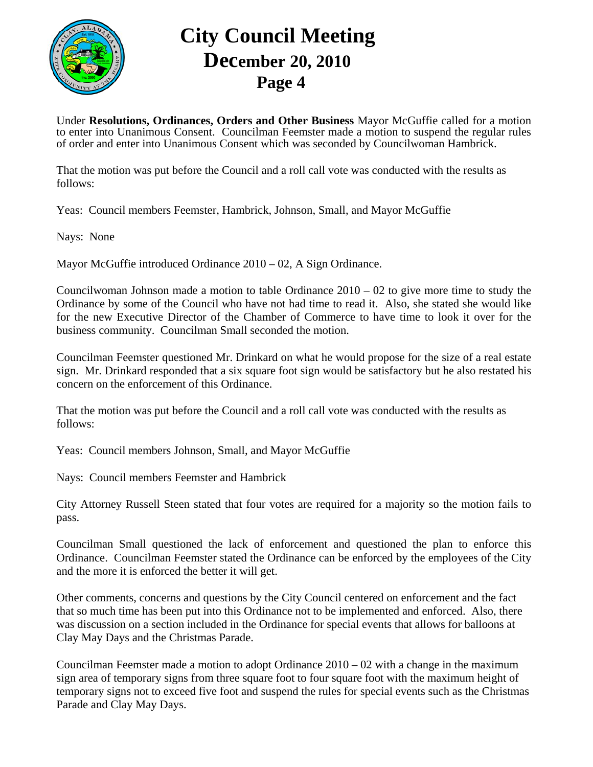Under **Resolutions, Ordinances, Orders and Other Business** Mayor McGuffie called for a motion to enter into Unanimous Consent. Councilman Feemster made a motion to suspend the regular rules of order and enter into Unanimous Consent which was seconded by Councilwoman Hambrick.

That the motion was put before the Council and a roll call vote was conducted with the results as follows:

Yeas: Council members Feemster, Hambrick, Johnson, Small, and Mayor McGuffie

Nays: None

Mayor McGuffie introduced Ordinance 2010 – 02, A Sign Ordinance.

Councilwoman Johnson made a motion to table Ordinance 2010 – 02 to give more time to study the Ordinance by some of the Council who have not had time to read it. Also, she stated she would like for the new Executive Director of the Chamber of Commerce to have time to look it over for the business community. Councilman Small seconded the motion.

Councilman Feemster questioned Mr. Drinkard on what he would propose for the size of a real estate sign. Mr. Drinkard responded that a six square foot sign would be satisfactory but he also restated his concern on the enforcement of this Ordinance.

That the motion was put before the Council and a roll call vote was conducted with the results as follows:

Yeas: Council members Johnson, Small, and Mayor McGuffie

Nays: Council members Feemster and Hambrick

City Attorney Russell Steen stated that four votes are required for a majority so the motion fails to pass.

Councilman Small questioned the lack of enforcement and questioned the plan to enforce this Ordinance. Councilman Feemster stated the Ordinance can be enforced by the employees of the City and the more it is enforced the better it will get.

Other comments, concerns and questions by the City Council centered on enforcement and the fact that so much time has been put into this Ordinance not to be implemented and enforced. Also, there was discussion on a section included in the Ordinance for special events that allows for balloons at Clay May Days and the Christmas Parade.

Councilman Feemster made a motion to adopt Ordinance 2010 – 02 with a change in the maximum sign area of temporary signs from three square foot to four square foot with the maximum height of temporary signs not to exceed five foot and suspend the rules for special events such as the Christmas Parade and Clay May Days.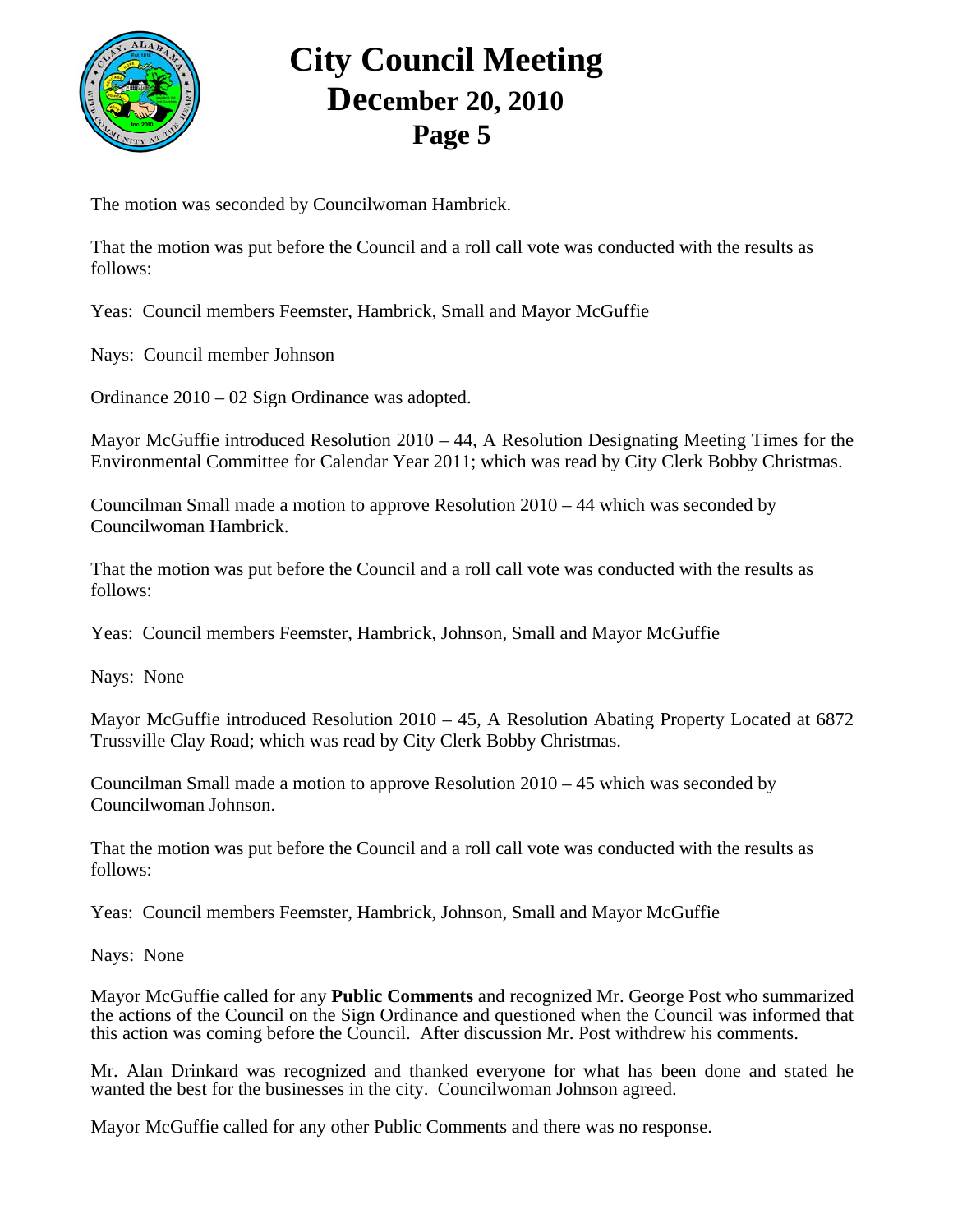The motion was seconded by Councilwoman Hambrick.

That the motion was put before the Council and a roll call vote was conducted with the results as follows:

Yeas: Council members Feemster, Hambrick, Small and Mayor McGuffie

Nays: Council member Johnson

Ordinance 2010 – 02 Sign Ordinance was adopted.

Mayor McGuffie introduced Resolution 2010 – 44, A Resolution Designating Meeting Times for the Environmental Committee for Calendar Year 2011; which was read by City Clerk Bobby Christmas.

Councilman Small made a motion to approve Resolution 2010 – 44 which was seconded by Councilwoman Hambrick.

That the motion was put before the Council and a roll call vote was conducted with the results as follows:

Yeas: Council members Feemster, Hambrick, Johnson, Small and Mayor McGuffie

Nays: None

Mayor McGuffie introduced Resolution 2010 – 45, A Resolution Abating Property Located at 6872 Trussville Clay Road; which was read by City Clerk Bobby Christmas.

Councilman Small made a motion to approve Resolution 2010 – 45 which was seconded by Councilwoman Johnson.

That the motion was put before the Council and a roll call vote was conducted with the results as follows:

Yeas: Council members Feemster, Hambrick, Johnson, Small and Mayor McGuffie

Nays: None

Mayor McGuffie called for any **Public Comments** and recognized Mr. George Post who summarized the actions of the Council on the Sign Ordinance and questioned when the Council was informed that this action was coming before the Council. After discussion Mr. Post withdrew his comments.

Mr. Alan Drinkard was recognized and thanked everyone for what has been done and stated he wanted the best for the businesses in the city. Councilwoman Johnson agreed.

Mayor McGuffie called for any other Public Comments and there was no response.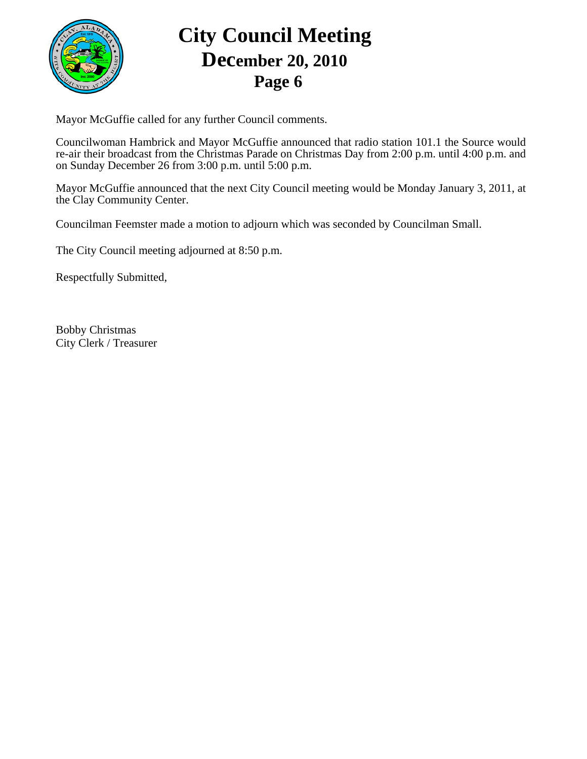# City Council Meeting
## December 20, 2010
### Page 6

Mayor McGuffie called for any further Council comments.

Councilwoman Hambrick and Mayor McGuffie announced that radio station 101.1 the Source would re-air their broadcast from the Christmas Parade on Christmas Day from 2:00 p.m. until 4:00 p.m. and on Sunday December 26 from 3:00 p.m. until 5:00 p.m.

Mayor McGuffie announced that the next City Council meeting would be Monday January 3, 2011, at the Clay Community Center.

Councilman Feemster made a motion to adjourn which was seconded by Councilman Small.

The City Council meeting adjourned at 8:50 p.m.

Respectfully Submitted,

Bobby Christmas
City Clerk / Treasurer